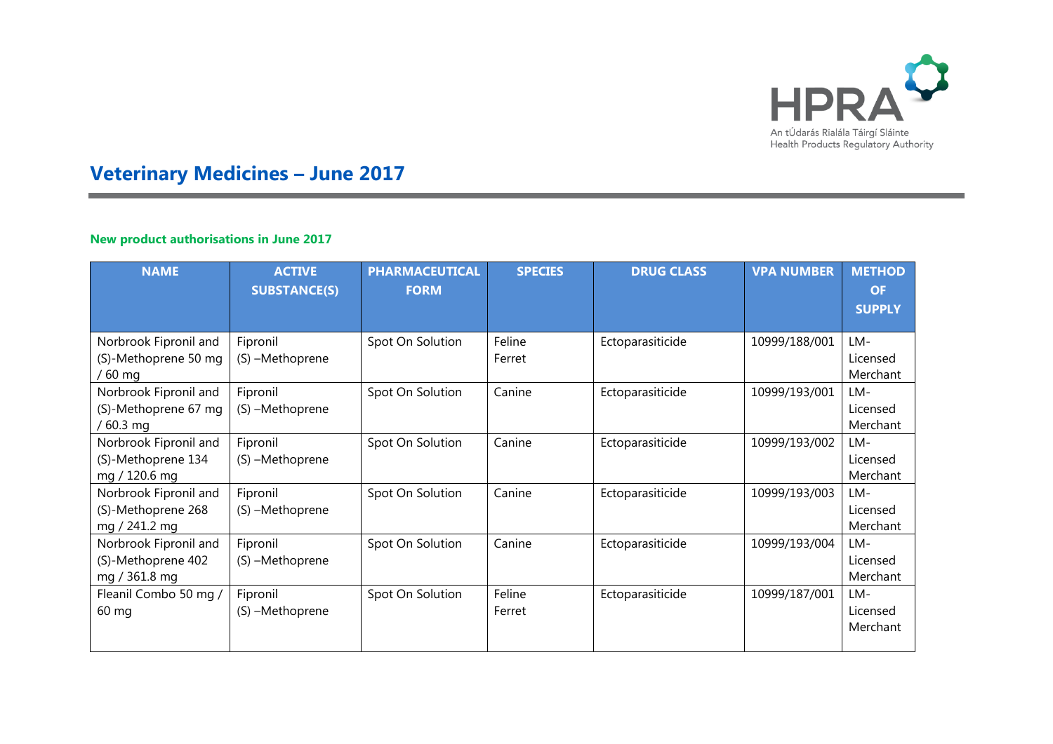# Veterinary Medicines – June 2017

### New product authorisations in June 2017

| NAME | ACTIVE SUBSTANCE(S) | PHARMACEUTICAL FORM | SPECIES | DRUG CLASS | VPA NUMBER | METHOD OF SUPPLY |
|---|---|---|---|---|---|---|
| Norbrook Fipronil and (S)-Methoprene 50 mg / 60 mg | Fipronil (S) –Methoprene | Spot On Solution | Feline Ferret | Ectoparasiticide | 10999/188/001 | LM-Licensed Merchant |
| Norbrook Fipronil and (S)-Methoprene 67 mg / 60.3 mg | Fipronil (S) –Methoprene | Spot On Solution | Canine | Ectoparasiticide | 10999/193/001 | LM-Licensed Merchant |
| Norbrook Fipronil and (S)-Methoprene 134 mg / 120.6 mg | Fipronil (S) –Methoprene | Spot On Solution | Canine | Ectoparasiticide | 10999/193/002 | LM-Licensed Merchant |
| Norbrook Fipronil and (S)-Methoprene 268 mg / 241.2 mg | Fipronil (S) –Methoprene | Spot On Solution | Canine | Ectoparasiticide | 10999/193/003 | LM-Licensed Merchant |
| Norbrook Fipronil and (S)-Methoprene 402 mg / 361.8 mg | Fipronil (S) –Methoprene | Spot On Solution | Canine | Ectoparasiticide | 10999/193/004 | LM-Licensed Merchant |
| Fleanil Combo 50 mg / 60 mg | Fipronil (S) –Methoprene | Spot On Solution | Feline Ferret | Ectoparasiticide | 10999/187/001 | LM-Licensed Merchant |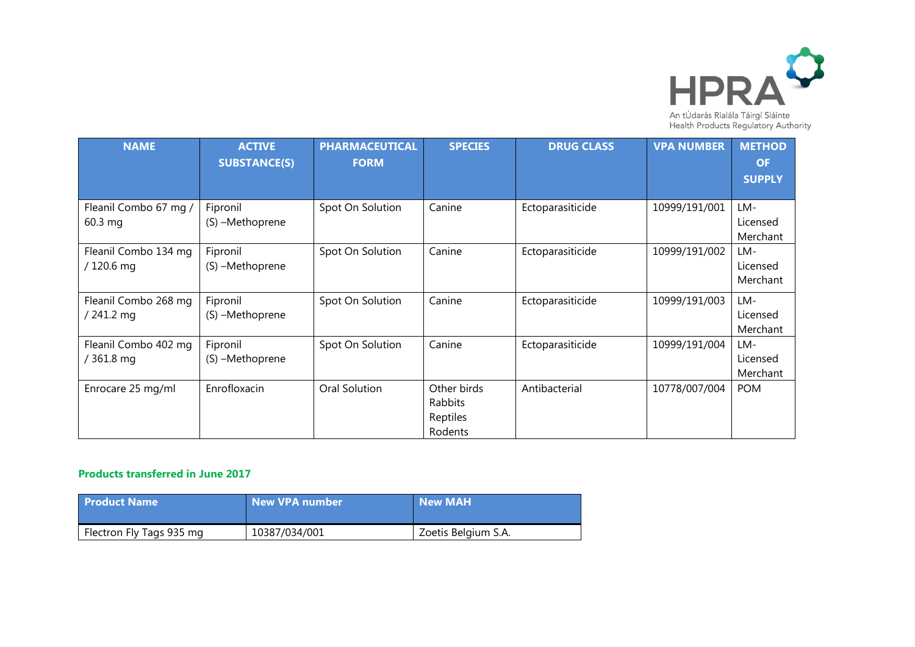| NAME | ACTIVE SUBSTANCE(S) | PHARMACEUTICAL FORM | SPECIES | DRUG CLASS | VPA NUMBER | METHOD OF SUPPLY |
|---|---|---|---|---|---|---|
| Fleanil Combo 67 mg / 60.3 mg | Fipronil (S) –Methoprene | Spot On Solution | Canine | Ectoparasiticide | 10999/191/001 | LM- Licensed Merchant |
| Fleanil Combo 134 mg / 120.6 mg | Fipronil (S) –Methoprene | Spot On Solution | Canine | Ectoparasiticide | 10999/191/002 | LM- Licensed Merchant |
| Fleanil Combo 268 mg / 241.2 mg | Fipronil (S) –Methoprene | Spot On Solution | Canine | Ectoparasiticide | 10999/191/003 | LM- Licensed Merchant |
| Fleanil Combo 402 mg / 361.8 mg | Fipronil (S) –Methoprene | Spot On Solution | Canine | Ectoparasiticide | 10999/191/004 | LM- Licensed Merchant |
| Enrocare 25 mg/ml | Enrofloxacin | Oral Solution | Other birds Rabbits Reptiles Rodents | Antibacterial | 10778/007/004 | POM |

**Products transferred in June 2017**

| Product Name | New VPA number | New MAH |
|---|---|---|
| Flectron Fly Tags 935 mg | 10387/034/001 | Zoetis Belgium S.A. |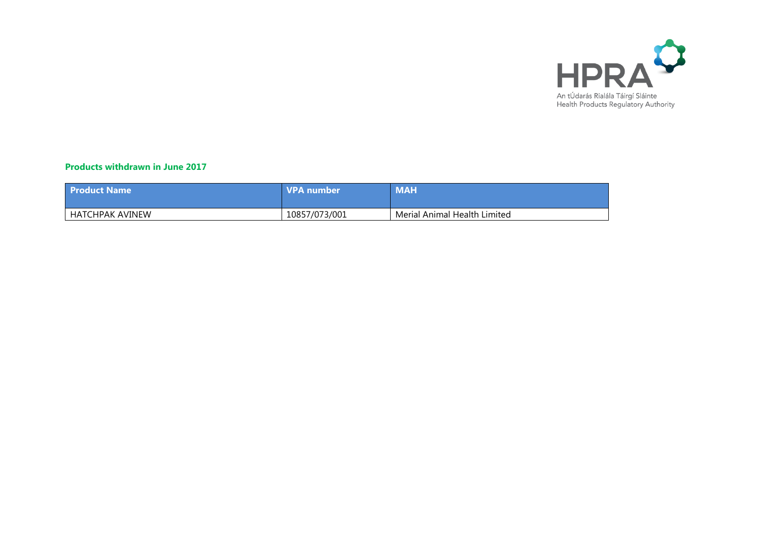**Products withdrawn in June 2017**

| Product Name | VPA number | MAH |
| --- | --- | --- |
| HATCHPAK AVINEW | 10857/073/001 | Merial Animal Health Limited |